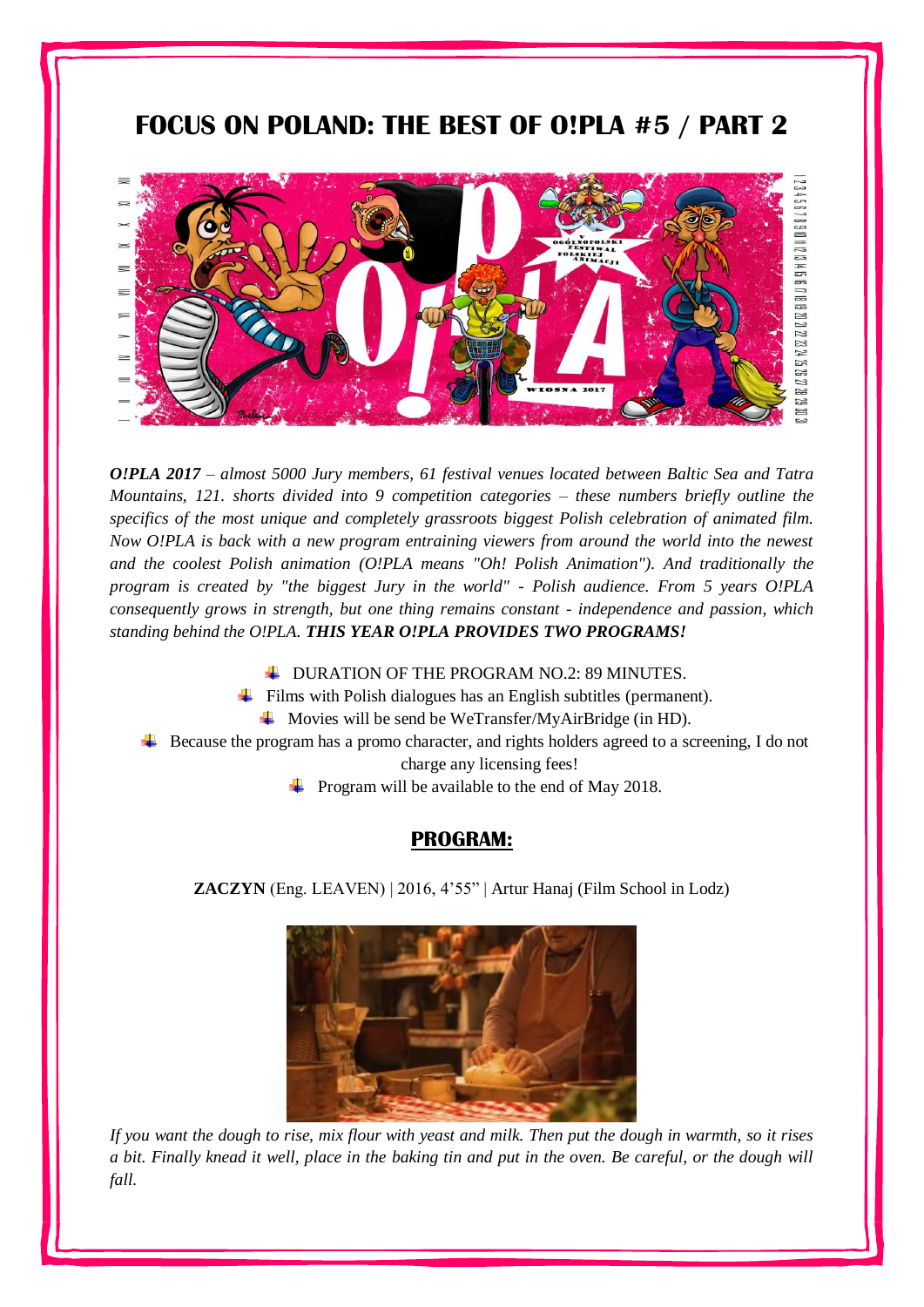# FOCUS ON POLAND: THE BEST OF O!PLA #5 / PART 2

***O!PLA 2017*** *– almost 5000 Jury members, 61 festival venues located between Baltic Sea and Tatra Mountains, 121. shorts divided into 9 competition categories – these numbers briefly outline the specifics of the most unique and completely grassroots biggest Polish celebration of animated film. Now O!PLA is back with a new program entraining viewers from around the world into the newest and the coolest Polish animation (O!PLA means "Oh! Polish Animation"). And traditionally the program is created by "the biggest Jury in the world" - Polish audience. From 5 years O!PLA consequently grows in strength, but one thing remains constant - independence and passion, which standing behind the O!PLA.* ***THIS YEAR O!PLA PROVIDES TWO PROGRAMS!***

- DURATION OF THE PROGRAM NO.2: 89 MINUTES.
- Films with Polish dialogues has an English subtitles (permanent).
- Movies will be send be WeTransfer/MyAirBridge (in HD).
- Because the program has a promo character, and rights holders agreed to a screening, I do not charge any licensing fees!
- Program will be available to the end of May 2018.

## PROGRAM:

**ZACZYN** (Eng. LEAVEN) | 2016, 4'55" | Artur Hanaj (Film School in Lodz)

*If you want the dough to rise, mix flour with yeast and milk. Then put the dough in warmth, so it rises a bit. Finally knead it well, place in the baking tin and put in the oven. Be careful, or the dough will fall.*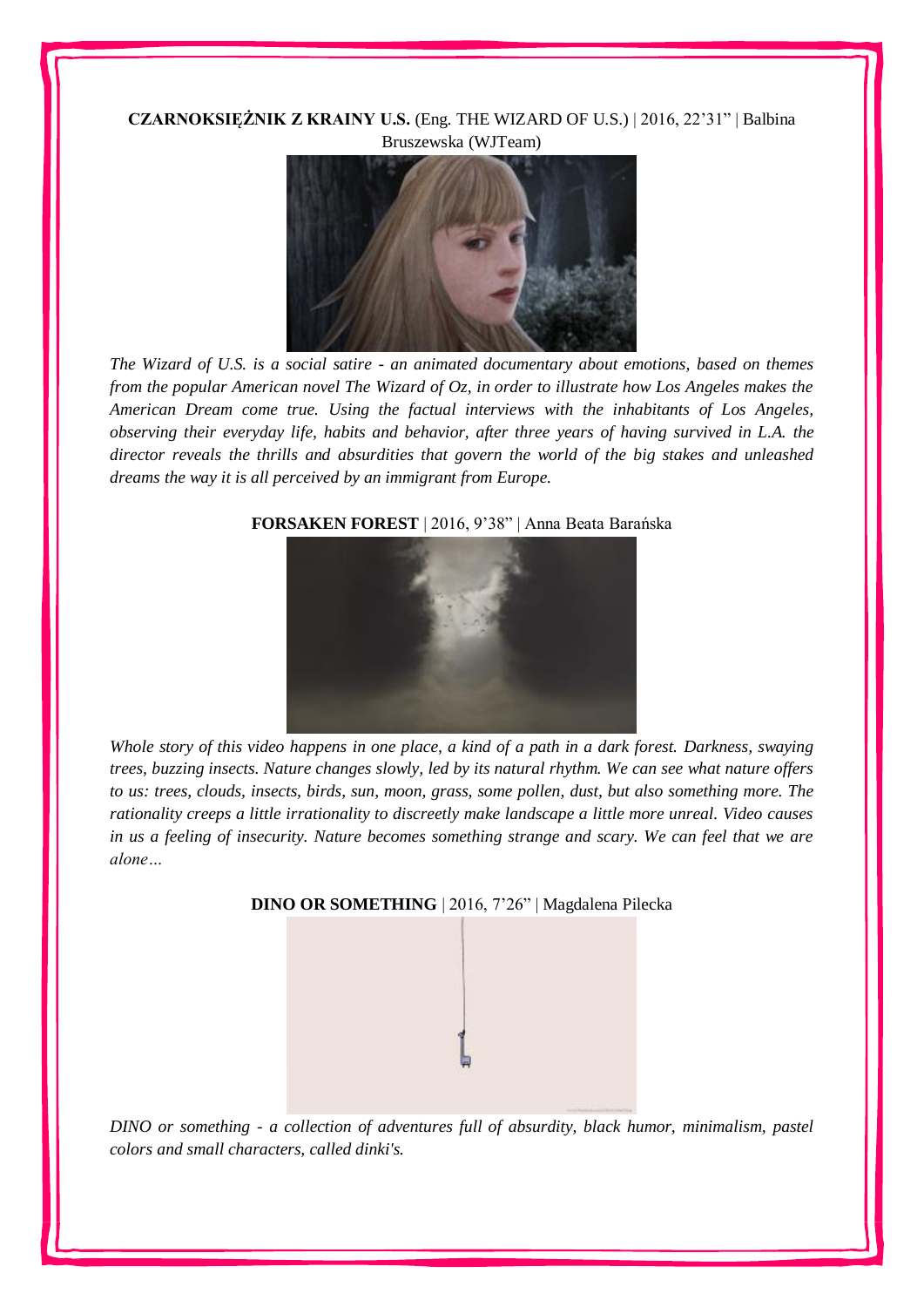**CZARNOKSIĘŻNIK Z KRAINY U.S.** (Eng. THE WIZARD OF U.S.) | 2016, 22'31" | Balbina Bruszewska (WJTeam)

*The Wizard of U.S. is a social satire - an animated documentary about emotions, based on themes from the popular American novel The Wizard of Oz, in order to illustrate how Los Angeles makes the American Dream come true. Using the factual interviews with the inhabitants of Los Angeles, observing their everyday life, habits and behavior, after three years of having survived in L.A. the director reveals the thrills and absurdities that govern the world of the big stakes and unleashed dreams the way it is all perceived by an immigrant from Europe.*

**FORSAKEN FOREST** | 2016, 9'38" | Anna Beata Barańska

*Whole story of this video happens in one place, a kind of a path in a dark forest. Darkness, swaying trees, buzzing insects. Nature changes slowly, led by its natural rhythm. We can see what nature offers to us: trees, clouds, insects, birds, sun, moon, grass, some pollen, dust, but also something more. The rationality creeps a little irrationality to discreetly make landscape a little more unreal. Video causes in us a feeling of insecurity. Nature becomes something strange and scary. We can feel that we are alone…*

**DINO OR SOMETHING** | 2016, 7'26" | Magdalena Pilecka

*DINO or something - a collection of adventures full of absurdity, black humor, minimalism, pastel colors and small characters, called dinki's.*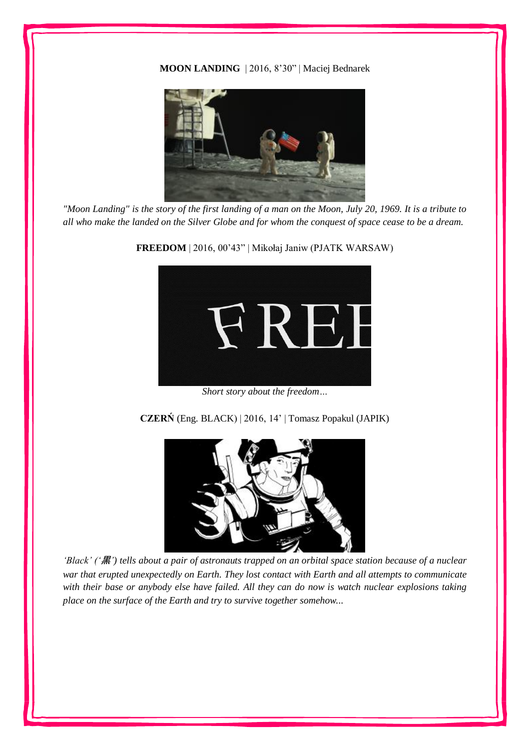**MOON LANDING** | 2016, 8'30" | Maciej Bednarek

*"Moon Landing" is the story of the first landing of a man on the Moon, July 20, 1969. It is a tribute to all who make the landed on the Silver Globe and for whom the conquest of space cease to be a dream.*

**FREEDOM** | 2016, 00'43" | Mikołaj Janiw (PJATK WARSAW)

*Short story about the freedom…*

**CZERŃ** (Eng. BLACK) | 2016, 14' | Tomasz Popakul (JAPIK)

*'Black' ('黒') tells about a pair of astronauts trapped on an orbital space station because of a nuclear war that erupted unexpectedly on Earth. They lost contact with Earth and all attempts to communicate with their base or anybody else have failed. All they can do now is watch nuclear explosions taking place on the surface of the Earth and try to survive together somehow...*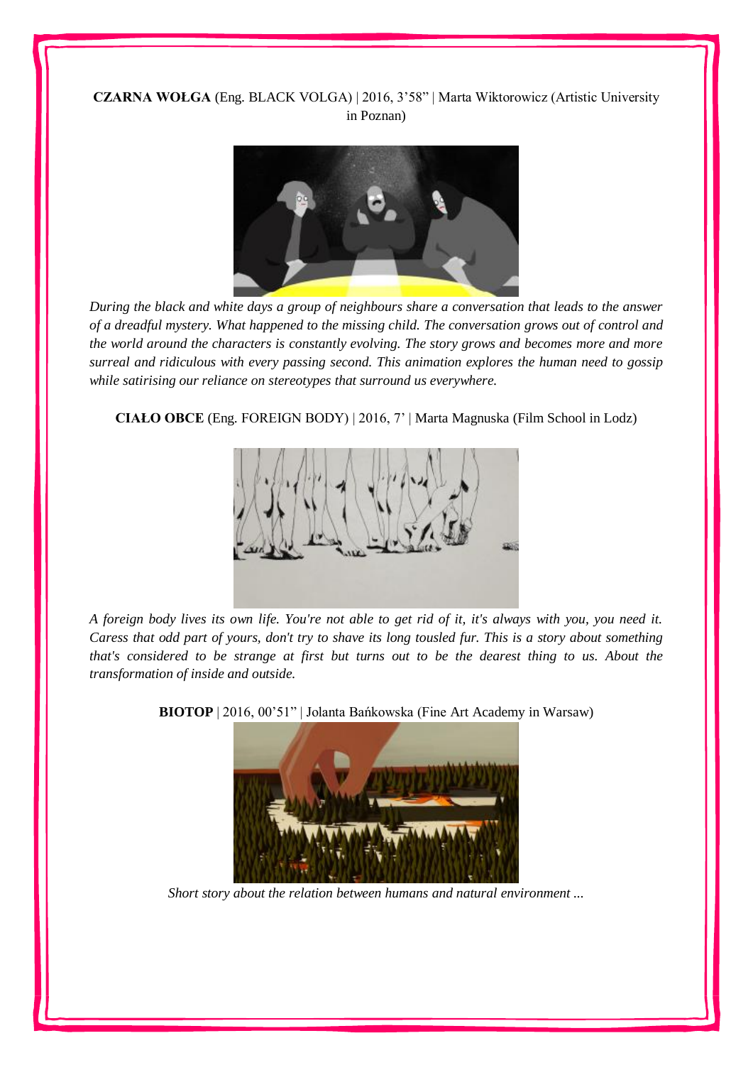**CZARNA WOŁGA** (Eng. BLACK VOLGA) | 2016, 3'58" | Marta Wiktorowicz (Artistic University in Poznan)

*During the black and white days a group of neighbours share a conversation that leads to the answer of a dreadful mystery. What happened to the missing child. The conversation grows out of control and the world around the characters is constantly evolving. The story grows and becomes more and more surreal and ridiculous with every passing second. This animation explores the human need to gossip while satirising our reliance on stereotypes that surround us everywhere.*

**CIAŁO OBCE** (Eng. FOREIGN BODY) | 2016, 7' | Marta Magnuska (Film School in Lodz)

*A foreign body lives its own life. You're not able to get rid of it, it's always with you, you need it. Caress that odd part of yours, don't try to shave its long tousled fur. This is a story about something that's considered to be strange at first but turns out to be the dearest thing to us. About the transformation of inside and outside.*

**BIOTOP** | 2016, 00'51" | Jolanta Bańkowska (Fine Art Academy in Warsaw)

*Short story about the relation between humans and natural environment ...*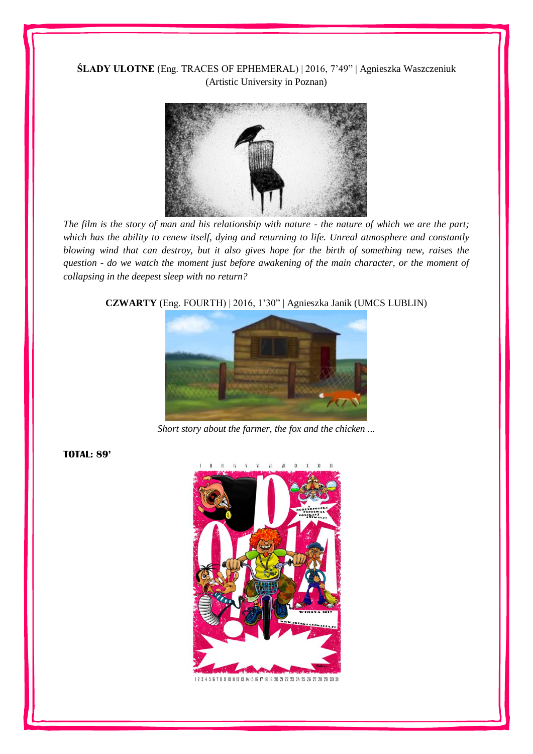**ŚLADY ULOTNE** (Eng. TRACES OF EPHEMERAL) | 2016, 7'49" | Agnieszka Waszczeniuk (Artistic University in Poznan)

*The film is the story of man and his relationship with nature - the nature of which we are the part; which has the ability to renew itself, dying and returning to life. Unreal atmosphere and constantly blowing wind that can destroy, but it also gives hope for the birth of something new, raises the question - do we watch the moment just before awakening of the main character, or the moment of collapsing in the deepest sleep with no return?*

**CZWARTY** (Eng. FOURTH) | 2016, 1'30" | Agnieszka Janik (UMCS LUBLIN)

*Short story about the farmer, the fox and the chicken ...*

**TOTAL: 89'**